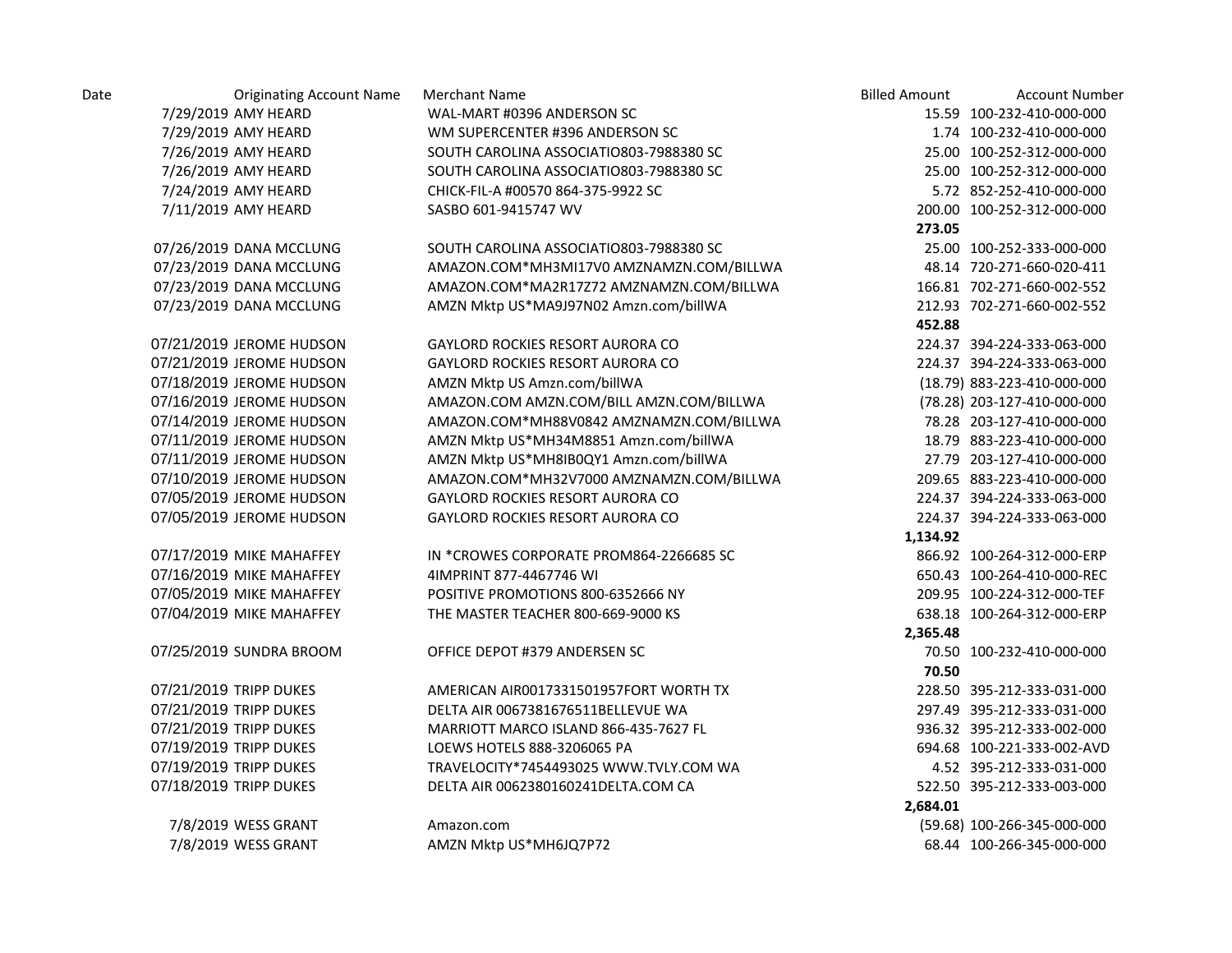| Date | Originating Account Name | Merchant Name | Billed Amount | Account Number |
|---|---|---|---|---|
| 7/29/2019 | AMY HEARD | WAL-MART #0396 ANDERSON SC | 15.59 | 100-232-410-000-000 |
| 7/29/2019 | AMY HEARD | WM SUPERCENTER #396 ANDERSON SC | 1.74 | 100-232-410-000-000 |
| 7/26/2019 | AMY HEARD | SOUTH CAROLINA ASSOCIATIO803-7988380 SC | 25.00 | 100-252-312-000-000 |
| 7/26/2019 | AMY HEARD | SOUTH CAROLINA ASSOCIATIO803-7988380 SC | 25.00 | 100-252-312-000-000 |
| 7/24/2019 | AMY HEARD | CHICK-FIL-A #00570 864-375-9922 SC | 5.72 | 852-252-410-000-000 |
| 7/11/2019 | AMY HEARD | SASBO 601-9415747 WV | 200.00 | 100-252-312-000-000 |
| | | | **273.05** | |
| 07/26/2019 | DANA MCCLUNG | SOUTH CAROLINA ASSOCIATIO803-7988380 SC | 25.00 | 100-252-333-000-000 |
| 07/23/2019 | DANA MCCLUNG | AMAZON.COM*MH3MI17V0 AMZNAMZN.COM/BILLWA | 48.14 | 720-271-660-020-411 |
| 07/23/2019 | DANA MCCLUNG | AMAZON.COM*MA2R17Z72 AMZNAMZN.COM/BILLWA | 166.81 | 702-271-660-002-552 |
| 07/23/2019 | DANA MCCLUNG | AMZN Mktp US*MA9J97N02 Amzn.com/billWA | 212.93 | 702-271-660-002-552 |
| | | | **452.88** | |
| 07/21/2019 | JEROME HUDSON | GAYLORD ROCKIES RESORT AURORA CO | 224.37 | 394-224-333-063-000 |
| 07/21/2019 | JEROME HUDSON | GAYLORD ROCKIES RESORT AURORA CO | 224.37 | 394-224-333-063-000 |
| 07/18/2019 | JEROME HUDSON | AMZN Mktp US Amzn.com/billWA | (18.79) | 883-223-410-000-000 |
| 07/16/2019 | JEROME HUDSON | AMAZON.COM AMZN.COM/BILL AMZN.COM/BILLWA | (78.28) | 203-127-410-000-000 |
| 07/14/2019 | JEROME HUDSON | AMAZON.COM*MH88V0842 AMZNAMZN.COM/BILLWA | 78.28 | 203-127-410-000-000 |
| 07/11/2019 | JEROME HUDSON | AMZN Mktp US*MH34M8851 Amzn.com/billWA | 18.79 | 883-223-410-000-000 |
| 07/11/2019 | JEROME HUDSON | AMZN Mktp US*MH8IB0QY1 Amzn.com/billWA | 27.79 | 203-127-410-000-000 |
| 07/10/2019 | JEROME HUDSON | AMAZON.COM*MH32V7000 AMZNAMZN.COM/BILLWA | 209.65 | 883-223-410-000-000 |
| 07/05/2019 | JEROME HUDSON | GAYLORD ROCKIES RESORT AURORA CO | 224.37 | 394-224-333-063-000 |
| 07/05/2019 | JEROME HUDSON | GAYLORD ROCKIES RESORT AURORA CO | 224.37 | 394-224-333-063-000 |
| | | | **1,134.92** | |
| 07/17/2019 | MIKE MAHAFFEY | IN *CROWES CORPORATE PROM864-2266685 SC | 866.92 | 100-264-312-000-ERP |
| 07/16/2019 | MIKE MAHAFFEY | 4IMPRINT 877-4467746 WI | 650.43 | 100-264-410-000-REC |
| 07/05/2019 | MIKE MAHAFFEY | POSITIVE PROMOTIONS 800-6352666 NY | 209.95 | 100-224-312-000-TEF |
| 07/04/2019 | MIKE MAHAFFEY | THE MASTER TEACHER 800-669-9000 KS | 638.18 | 100-264-312-000-ERP |
| | | | **2,365.48** | |
| 07/25/2019 | SUNDRA BROOM | OFFICE DEPOT #379 ANDERSEN SC | 70.50 | 100-232-410-000-000 |
| | | | **70.50** | |
| 07/21/2019 | TRIPP DUKES | AMERICAN AIR0017331501957FORT WORTH TX | 228.50 | 395-212-333-031-000 |
| 07/21/2019 | TRIPP DUKES | DELTA AIR 0067381676511BELLEVUE WA | 297.49 | 395-212-333-031-000 |
| 07/21/2019 | TRIPP DUKES | MARRIOTT MARCO ISLAND 866-435-7627 FL | 936.32 | 395-212-333-002-000 |
| 07/19/2019 | TRIPP DUKES | LOEWS HOTELS 888-3206065 PA | 694.68 | 100-221-333-002-AVD |
| 07/19/2019 | TRIPP DUKES | TRAVELOCITY*7454493025 WWW.TVLY.COM WA | 4.52 | 395-212-333-031-000 |
| 07/18/2019 | TRIPP DUKES | DELTA AIR 0062380160241DELTA.COM CA | 522.50 | 395-212-333-003-000 |
| | | | **2,684.01** | |
| 7/8/2019 | WESS GRANT | Amazon.com | (59.68) | 100-266-345-000-000 |
| 7/8/2019 | WESS GRANT | AMZN Mktp US*MH6JQ7P72 | 68.44 | 100-266-345-000-000 |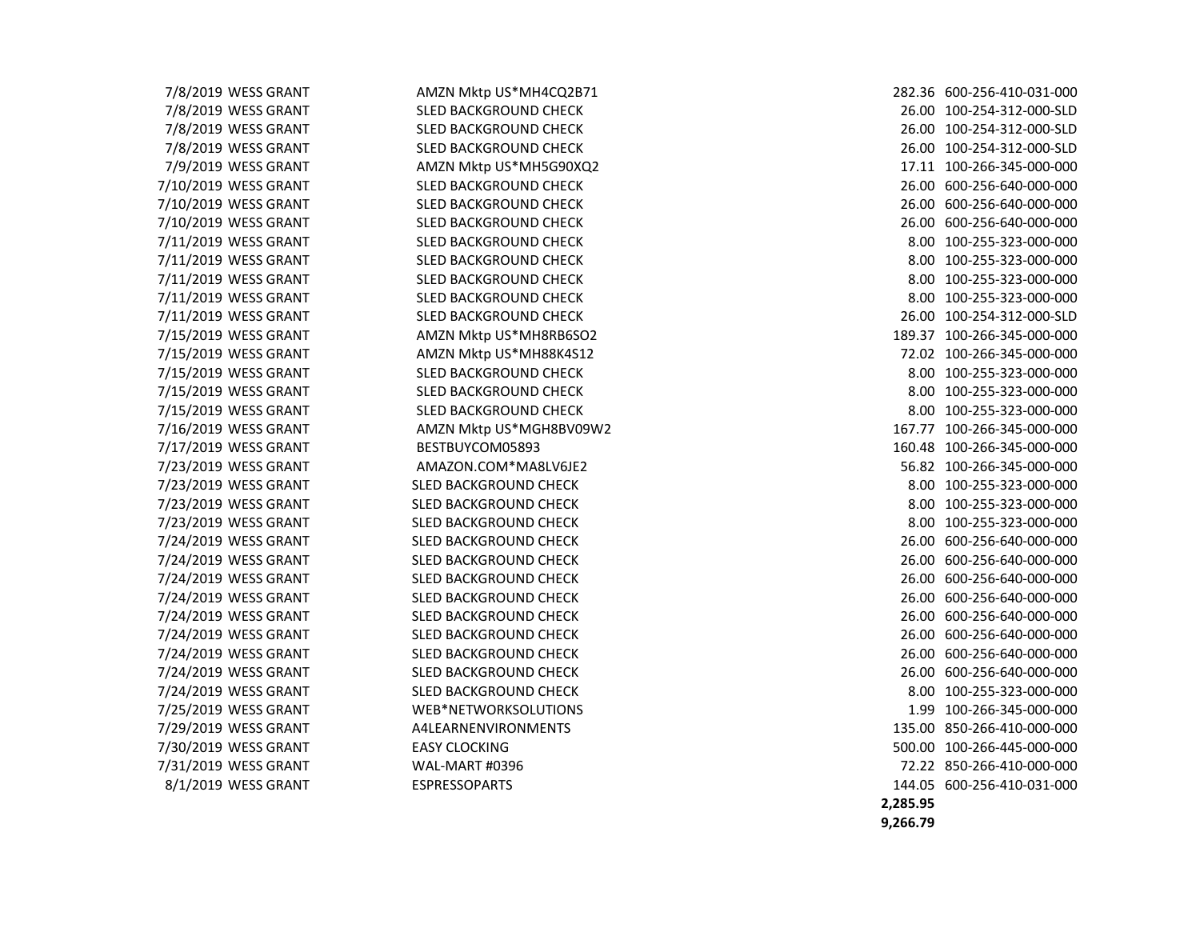| Date | Name | Description | Amount | Account |
|---|---|---|---|---|
| 7/8/2019 | WESS GRANT | AMZN Mktp US*MH4CQ2B71 | 282.36 | 600-256-410-031-000 |
| 7/8/2019 | WESS GRANT | SLED BACKGROUND CHECK | 26.00 | 100-254-312-000-SLD |
| 7/8/2019 | WESS GRANT | SLED BACKGROUND CHECK | 26.00 | 100-254-312-000-SLD |
| 7/8/2019 | WESS GRANT | SLED BACKGROUND CHECK | 26.00 | 100-254-312-000-SLD |
| 7/9/2019 | WESS GRANT | AMZN Mktp US*MH5G90XQ2 | 17.11 | 100-266-345-000-000 |
| 7/10/2019 | WESS GRANT | SLED BACKGROUND CHECK | 26.00 | 600-256-640-000-000 |
| 7/10/2019 | WESS GRANT | SLED BACKGROUND CHECK | 26.00 | 600-256-640-000-000 |
| 7/10/2019 | WESS GRANT | SLED BACKGROUND CHECK | 26.00 | 600-256-640-000-000 |
| 7/11/2019 | WESS GRANT | SLED BACKGROUND CHECK | 8.00 | 100-255-323-000-000 |
| 7/11/2019 | WESS GRANT | SLED BACKGROUND CHECK | 8.00 | 100-255-323-000-000 |
| 7/11/2019 | WESS GRANT | SLED BACKGROUND CHECK | 8.00 | 100-255-323-000-000 |
| 7/11/2019 | WESS GRANT | SLED BACKGROUND CHECK | 8.00 | 100-255-323-000-000 |
| 7/11/2019 | WESS GRANT | SLED BACKGROUND CHECK | 26.00 | 100-254-312-000-SLD |
| 7/15/2019 | WESS GRANT | AMZN Mktp US*MH8RB6SO2 | 189.37 | 100-266-345-000-000 |
| 7/15/2019 | WESS GRANT | AMZN Mktp US*MH88K4S12 | 72.02 | 100-266-345-000-000 |
| 7/15/2019 | WESS GRANT | SLED BACKGROUND CHECK | 8.00 | 100-255-323-000-000 |
| 7/15/2019 | WESS GRANT | SLED BACKGROUND CHECK | 8.00 | 100-255-323-000-000 |
| 7/15/2019 | WESS GRANT | SLED BACKGROUND CHECK | 8.00 | 100-255-323-000-000 |
| 7/16/2019 | WESS GRANT | AMZN Mktp US*MGH8BV09W2 | 167.77 | 100-266-345-000-000 |
| 7/17/2019 | WESS GRANT | BESTBUYCOM05893 | 160.48 | 100-266-345-000-000 |
| 7/23/2019 | WESS GRANT | AMAZON.COM*MA8LV6JE2 | 56.82 | 100-266-345-000-000 |
| 7/23/2019 | WESS GRANT | SLED BACKGROUND CHECK | 8.00 | 100-255-323-000-000 |
| 7/23/2019 | WESS GRANT | SLED BACKGROUND CHECK | 8.00 | 100-255-323-000-000 |
| 7/23/2019 | WESS GRANT | SLED BACKGROUND CHECK | 8.00 | 100-255-323-000-000 |
| 7/24/2019 | WESS GRANT | SLED BACKGROUND CHECK | 26.00 | 600-256-640-000-000 |
| 7/24/2019 | WESS GRANT | SLED BACKGROUND CHECK | 26.00 | 600-256-640-000-000 |
| 7/24/2019 | WESS GRANT | SLED BACKGROUND CHECK | 26.00 | 600-256-640-000-000 |
| 7/24/2019 | WESS GRANT | SLED BACKGROUND CHECK | 26.00 | 600-256-640-000-000 |
| 7/24/2019 | WESS GRANT | SLED BACKGROUND CHECK | 26.00 | 600-256-640-000-000 |
| 7/24/2019 | WESS GRANT | SLED BACKGROUND CHECK | 26.00 | 600-256-640-000-000 |
| 7/24/2019 | WESS GRANT | SLED BACKGROUND CHECK | 26.00 | 600-256-640-000-000 |
| 7/24/2019 | WESS GRANT | SLED BACKGROUND CHECK | 26.00 | 600-256-640-000-000 |
| 7/24/2019 | WESS GRANT | SLED BACKGROUND CHECK | 8.00 | 100-255-323-000-000 |
| 7/25/2019 | WESS GRANT | WEB*NETWORKSOLUTIONS | 1.99 | 100-266-345-000-000 |
| 7/29/2019 | WESS GRANT | A4LEARNENVIRONMENTS | 135.00 | 850-266-410-000-000 |
| 7/30/2019 | WESS GRANT | EASY CLOCKING | 500.00 | 100-266-445-000-000 |
| 7/31/2019 | WESS GRANT | WAL-MART #0396 | 72.22 | 850-266-410-000-000 |
| 8/1/2019 | WESS GRANT | ESPRESSOPARTS | 144.05 | 600-256-410-031-000 |
| | | | **2,285.95** | |
| | | | **9,266.79** | |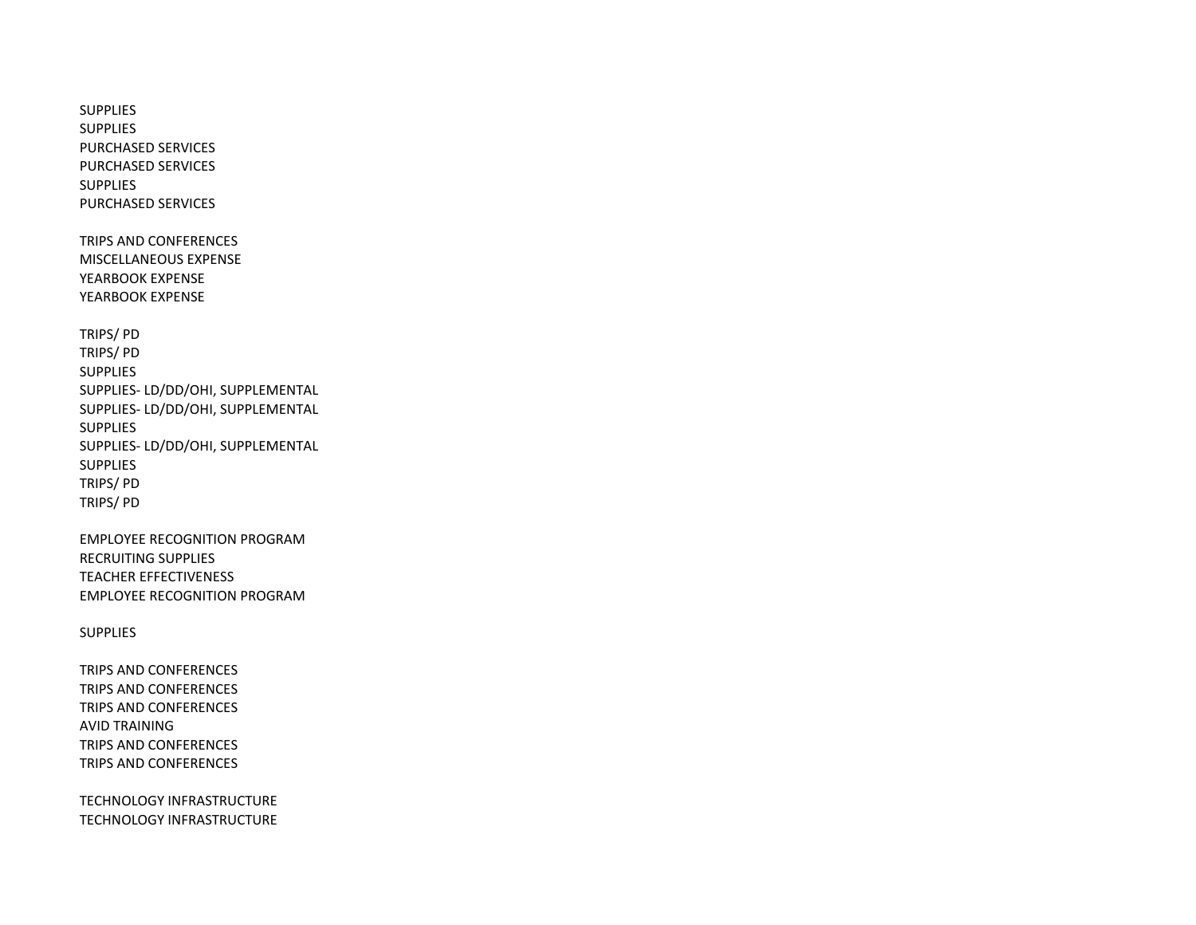SUPPLIES
SUPPLIES
PURCHASED SERVICES
PURCHASED SERVICES
SUPPLIES
PURCHASED SERVICES

TRIPS AND CONFERENCES
MISCELLANEOUS EXPENSE
YEARBOOK EXPENSE
YEARBOOK EXPENSE

TRIPS/ PD
TRIPS/ PD
SUPPLIES
SUPPLIES- LD/DD/OHI, SUPPLEMENTAL
SUPPLIES- LD/DD/OHI, SUPPLEMENTAL
SUPPLIES
SUPPLIES- LD/DD/OHI, SUPPLEMENTAL
SUPPLIES
TRIPS/ PD
TRIPS/ PD

EMPLOYEE RECOGNITION PROGRAM
RECRUITING SUPPLIES
TEACHER EFFECTIVENESS
EMPLOYEE RECOGNITION PROGRAM

SUPPLIES

TRIPS AND CONFERENCES
TRIPS AND CONFERENCES
TRIPS AND CONFERENCES
AVID TRAINING
TRIPS AND CONFERENCES
TRIPS AND CONFERENCES

TECHNOLOGY INFRASTRUCTURE
TECHNOLOGY INFRASTRUCTURE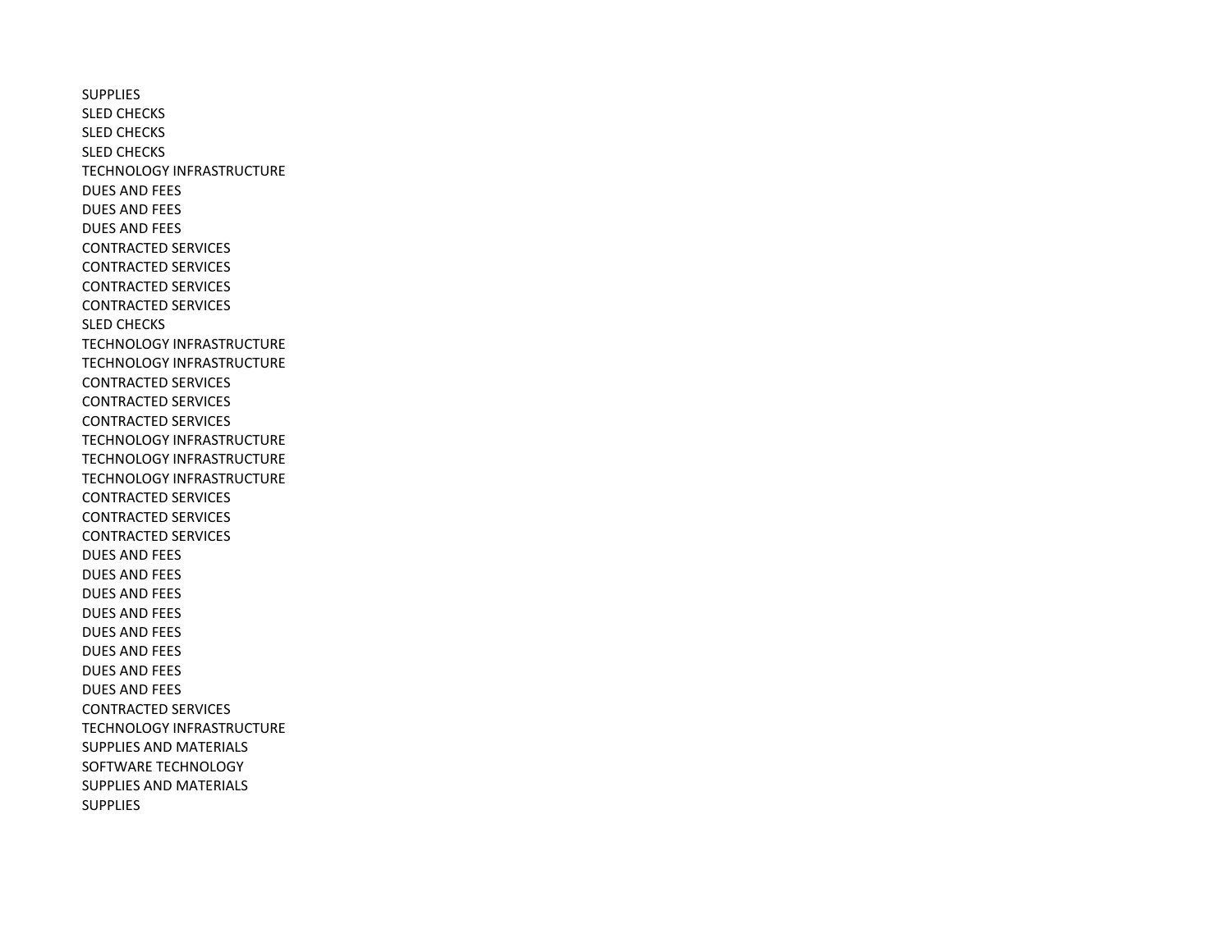SUPPLIES
SLED CHECKS
SLED CHECKS
SLED CHECKS
TECHNOLOGY INFRASTRUCTURE
DUES AND FEES
DUES AND FEES
DUES AND FEES
CONTRACTED SERVICES
CONTRACTED SERVICES
CONTRACTED SERVICES
CONTRACTED SERVICES
SLED CHECKS
TECHNOLOGY INFRASTRUCTURE
TECHNOLOGY INFRASTRUCTURE
CONTRACTED SERVICES
CONTRACTED SERVICES
CONTRACTED SERVICES
TECHNOLOGY INFRASTRUCTURE
TECHNOLOGY INFRASTRUCTURE
TECHNOLOGY INFRASTRUCTURE
CONTRACTED SERVICES
CONTRACTED SERVICES
CONTRACTED SERVICES
DUES AND FEES
DUES AND FEES
DUES AND FEES
DUES AND FEES
DUES AND FEES
DUES AND FEES
DUES AND FEES
DUES AND FEES
CONTRACTED SERVICES
TECHNOLOGY INFRASTRUCTURE
SUPPLIES AND MATERIALS
SOFTWARE TECHNOLOGY
SUPPLIES AND MATERIALS
SUPPLIES